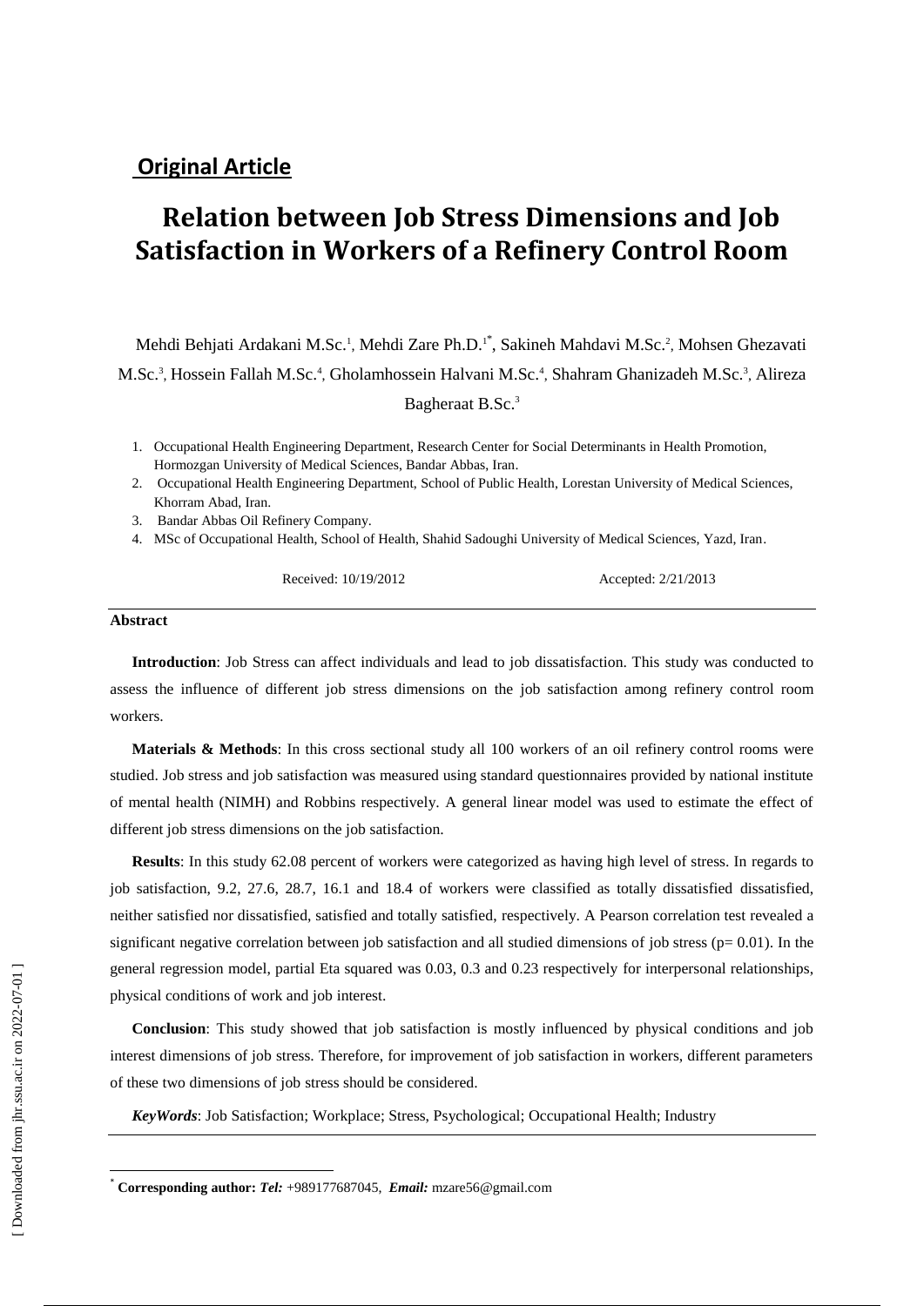## Original Article

# Relation between Job Stress Dimensions and Job Satisfaction in Workers of a Refinery Control Room

Mehdi Behjati Ardakani M.Sc.[1], Mehdi Zare Ph.D.[1*], Sakineh Mahdavi M.Sc.[2], Mohsen Ghezavati M.Sc.[3], Hossein Fallah M.Sc.[4], Gholamhossein Halvani M.Sc.[4], Shahram Ghanizadeh M.Sc.[3], Alireza Bagheraat B.Sc.[3]

1. Occupational Health Engineering Department, Research Center for Social Determinants in Health Promotion, Hormozgan University of Medical Sciences, Bandar Abbas, Iran.
2. Occupational Health Engineering Department, School of Public Health, Lorestan University of Medical Sciences, Khorram Abad, Iran.
3. Bandar Abbas Oil Refinery Company.
4. MSc of Occupational Health, School of Health, Shahid Sadoughi University of Medical Sciences, Yazd, Iran.

Received: 10/19/2012 Accepted: 2/21/2013

### Abstract

**Introduction**: Job Stress can affect individuals and lead to job dissatisfaction. This study was conducted to assess the influence of different job stress dimensions on the job satisfaction among refinery control room workers.

**Materials & Methods**: In this cross sectional study all 100 workers of an oil refinery control rooms were studied. Job stress and job satisfaction was measured using standard questionnaires provided by national institute of mental health (NIMH) and Robbins respectively. A general linear model was used to estimate the effect of different job stress dimensions on the job satisfaction.

**Results**: In this study 62.08 percent of workers were categorized as having high level of stress. In regards to job satisfaction, 9.2, 27.6, 28.7, 16.1 and 18.4 of workers were classified as totally dissatisfied dissatisfied, neither satisfied nor dissatisfied, satisfied and totally satisfied, respectively. A Pearson correlation test revealed a significant negative correlation between job satisfaction and all studied dimensions of job stress ($p= 0.01$). In the general regression model, partial Eta squared was 0.03, 0.3 and 0.23 respectively for interpersonal relationships, physical conditions of work and job interest.

**Conclusion**: This study showed that job satisfaction is mostly influenced by physical conditions and job interest dimensions of job stress. Therefore, for improvement of job satisfaction in workers, different parameters of these two dimensions of job stress should be considered.

***KeyWords***: Job Satisfaction; Workplace; Stress, Psychological; Occupational Health; Industry

[*] **Corresponding author:** ***Tel:*** +989177687045, ***Email:*** mzare56@gmail.com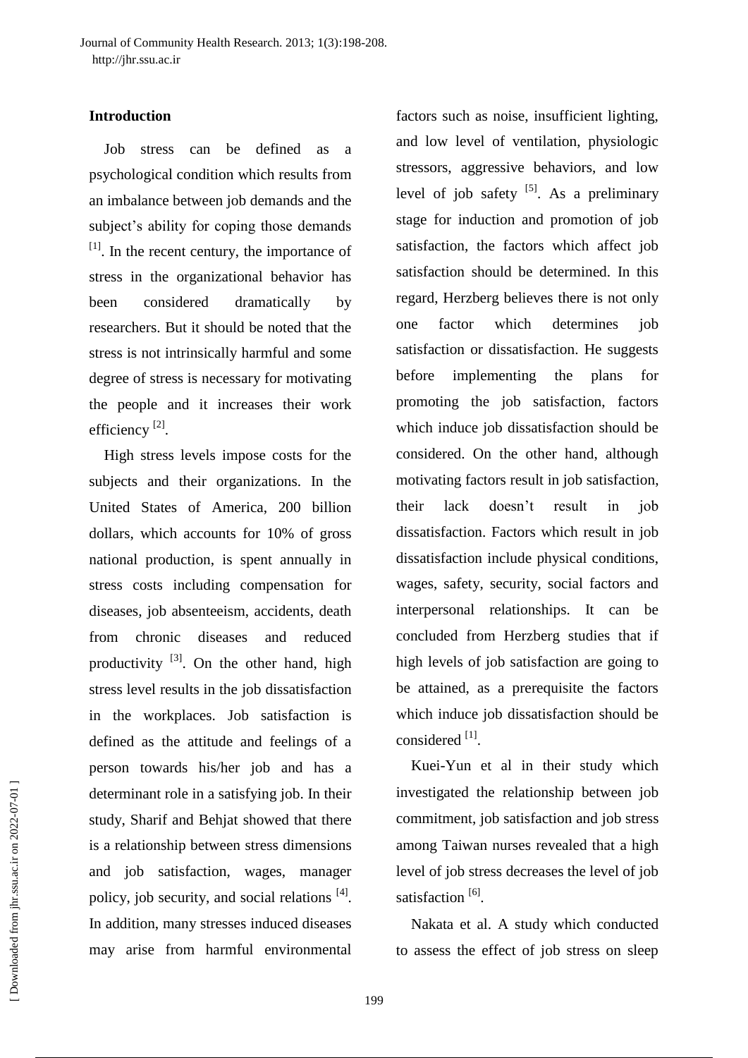## Introduction

Job stress can be defined as a psychological condition which results from an imbalance between job demands and the subject's ability for coping those demands [1]. In the recent century, the importance of stress in the organizational behavior has been considered dramatically by researchers. But it should be noted that the stress is not intrinsically harmful and some degree of stress is necessary for motivating the people and it increases their work efficiency [2].

High stress levels impose costs for the subjects and their organizations. In the United States of America, 200 billion dollars, which accounts for 10% of gross national production, is spent annually in stress costs including compensation for diseases, job absenteeism, accidents, death from chronic diseases and reduced productivity [3]. On the other hand, high stress level results in the job dissatisfaction in the workplaces. Job satisfaction is defined as the attitude and feelings of a person towards his/her job and has a determinant role in a satisfying job. In their study, Sharif and Behjat showed that there is a relationship between stress dimensions and job satisfaction, wages, manager policy, job security, and social relations [4]. In addition, many stresses induced diseases may arise from harmful environmental factors such as noise, insufficient lighting, and low level of ventilation, physiologic stressors, aggressive behaviors, and low level of job safety [5]. As a preliminary stage for induction and promotion of job satisfaction, the factors which affect job satisfaction should be determined. In this regard, Herzberg believes there is not only one factor which determines job satisfaction or dissatisfaction. He suggests before implementing the plans for promoting the job satisfaction, factors which induce job dissatisfaction should be considered. On the other hand, although motivating factors result in job satisfaction, their lack doesn't result in job dissatisfaction. Factors which result in job dissatisfaction include physical conditions, wages, safety, security, social factors and interpersonal relationships. It can be concluded from Herzberg studies that if high levels of job satisfaction are going to be attained, as a prerequisite the factors which induce job dissatisfaction should be considered [1].

Kuei-Yun et al in their study which investigated the relationship between job commitment, job satisfaction and job stress among Taiwan nurses revealed that a high level of job stress decreases the level of job satisfaction [6].

Nakata et al. A study which conducted to assess the effect of job stress on sleep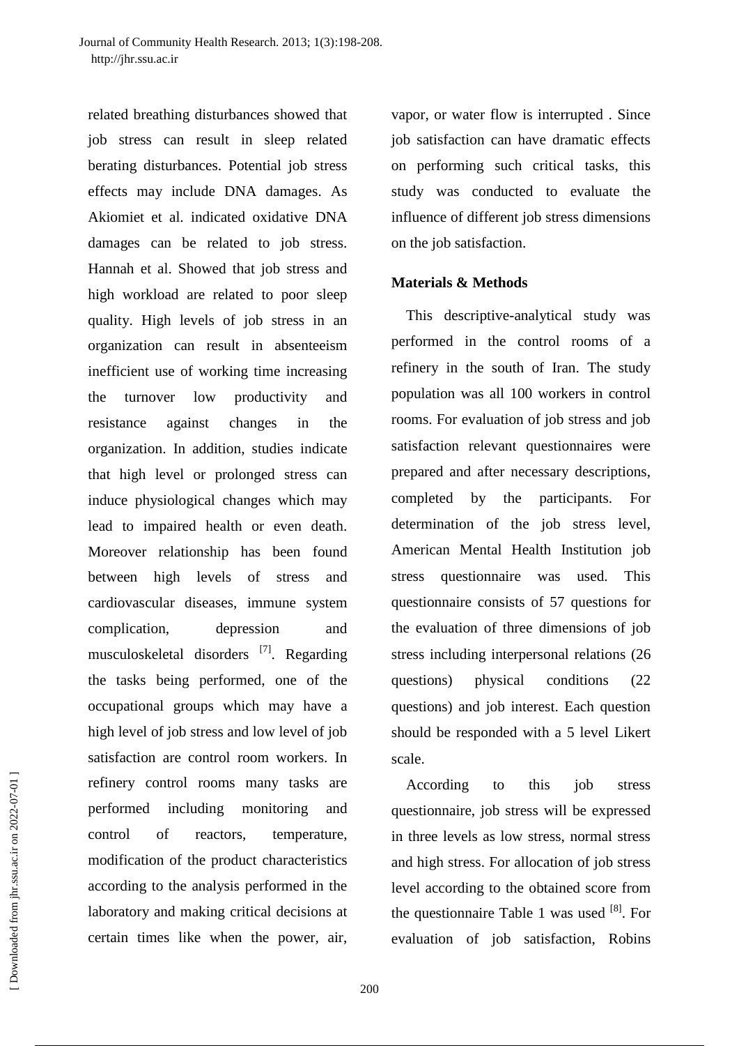related breathing disturbances showed that job stress can result in sleep related berating disturbances. Potential job stress effects may include DNA damages. As Akiomiet et al. indicated oxidative DNA damages can be related to job stress. Hannah et al. Showed that job stress and high workload are related to poor sleep quality. High levels of job stress in an organization can result in absenteeism inefficient use of working time increasing the turnover low productivity and resistance against changes in the organization. In addition, studies indicate that high level or prolonged stress can induce physiological changes which may lead to impaired health or even death. Moreover relationship has been found between high levels of stress and cardiovascular diseases, immune system complication, depression and musculoskeletal disorders [7]. Regarding the tasks being performed, one of the occupational groups which may have a high level of job stress and low level of job satisfaction are control room workers. In refinery control rooms many tasks are performed including monitoring and control of reactors, temperature, modification of the product characteristics according to the analysis performed in the laboratory and making critical decisions at certain times like when the power, air, vapor, or water flow is interrupted . Since job satisfaction can have dramatic effects on performing such critical tasks, this study was conducted to evaluate the influence of different job stress dimensions on the job satisfaction.

**Materials & Methods**

This descriptive-analytical study was performed in the control rooms of a refinery in the south of Iran. The study population was all 100 workers in control rooms. For evaluation of job stress and job satisfaction relevant questionnaires were prepared and after necessary descriptions, completed by the participants. For determination of the job stress level, American Mental Health Institution job stress questionnaire was used. This questionnaire consists of 57 questions for the evaluation of three dimensions of job stress including interpersonal relations (26 questions) physical conditions (22 questions) and job interest. Each question should be responded with a 5 level Likert scale.

According to this job stress questionnaire, job stress will be expressed in three levels as low stress, normal stress and high stress. For allocation of job stress level according to the obtained score from the questionnaire Table 1 was used [8]. For evaluation of job satisfaction, Robins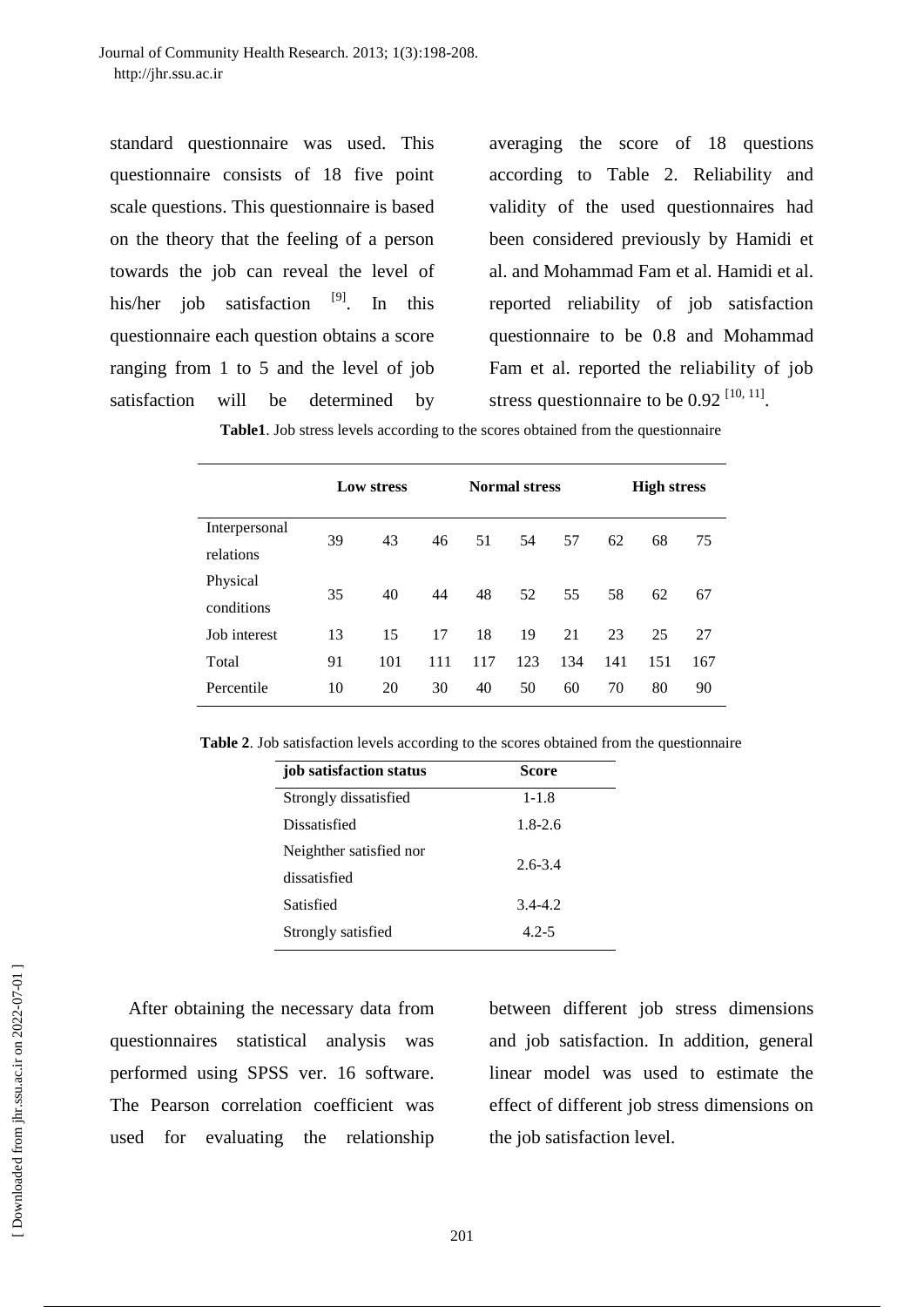standard questionnaire was used. This questionnaire consists of 18 five point scale questions. This questionnaire is based on the theory that the feeling of a person towards the job can reveal the level of his/her job satisfaction [9]. In this questionnaire each question obtains a score ranging from 1 to 5 and the level of job satisfaction will be determined by averaging the score of 18 questions according to Table 2. Reliability and validity of the used questionnaires had been considered previously by Hamidi et al. and Mohammad Fam et al. Hamidi et al. reported reliability of job satisfaction questionnaire to be 0.8 and Mohammad Fam et al. reported the reliability of job stress questionnaire to be 0.92 [10, 11].

**Table1**. Job stress levels according to the scores obtained from the questionnaire

| | **Low stress** | | | **Normal stress** | | | **High stress** | | |
|---|---|---|---|---|---|---|---|---|---|
| Interpersonal relations | 39 | 43 | 46 | 51 | 54 | 57 | 62 | 68 | 75 |
| Physical conditions | 35 | 40 | 44 | 48 | 52 | 55 | 58 | 62 | 67 |
| Job interest | 13 | 15 | 17 | 18 | 19 | 21 | 23 | 25 | 27 |
| Total | 91 | 101 | 111 | 117 | 123 | 134 | 141 | 151 | 167 |
| Percentile | 10 | 20 | 30 | 40 | 50 | 60 | 70 | 80 | 90 |

**Table 2**. Job satisfaction levels according to the scores obtained from the questionnaire

| **job satisfaction status** | **Score** |
|---|---|
| Strongly dissatisfied | 1-1.8 |
| Dissatisfied | 1.8-2.6 |
| Neighther satisfied nor dissatisfied | 2.6-3.4 |
| Satisfied | 3.4-4.2 |
| Strongly satisfied | 4.2-5 |

After obtaining the necessary data from questionnaires statistical analysis was performed using SPSS ver. 16 software. The Pearson correlation coefficient was used for evaluating the relationship between different job stress dimensions and job satisfaction. In addition, general linear model was used to estimate the effect of different job stress dimensions on the job satisfaction level.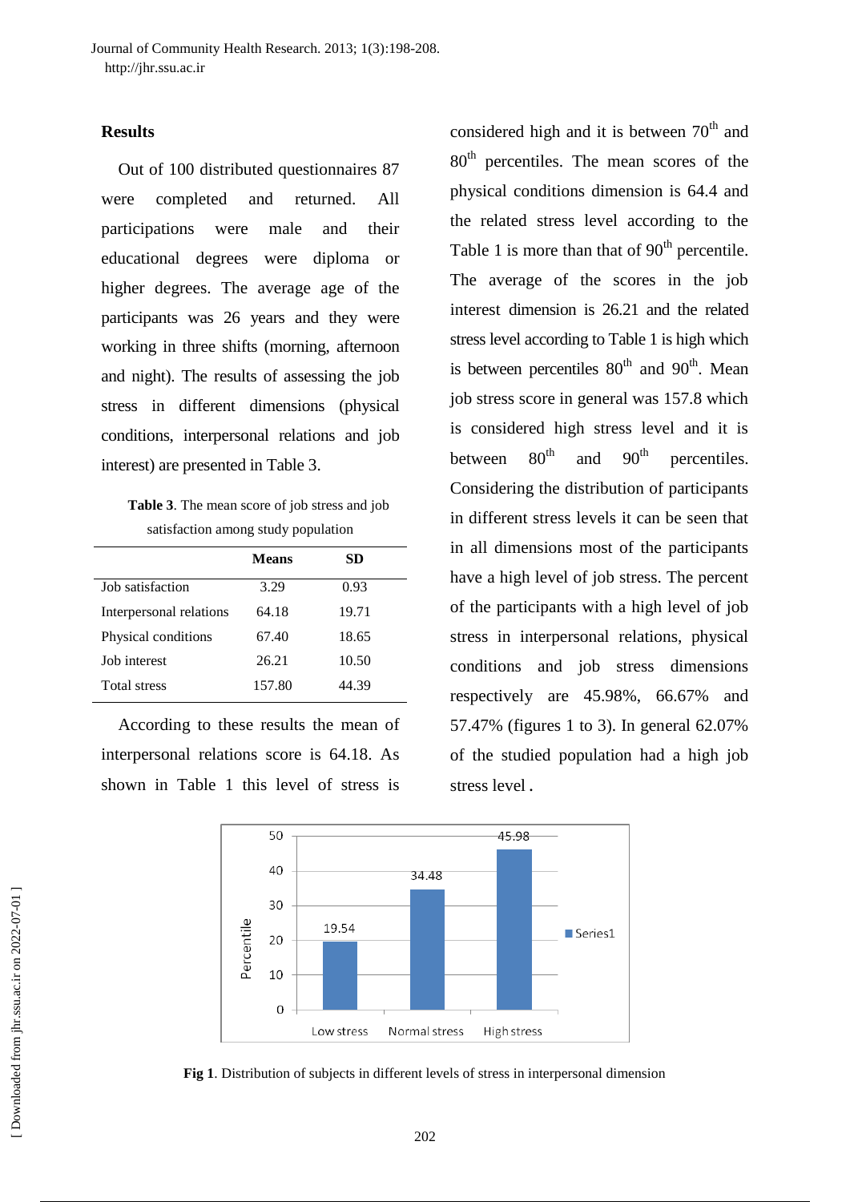## Results

Out of 100 distributed questionnaires 87 were completed and returned. All participations were male and their educational degrees were diploma or higher degrees. The average age of the participants was 26 years and they were working in three shifts (morning, afternoon and night). The results of assessing the job stress in different dimensions (physical conditions, interpersonal relations and job interest) are presented in Table 3.

**Table 3**. The mean score of job stress and job satisfaction among study population

| | Means | SD |
|---|---|---|
| Job satisfaction | 3.29 | 0.93 |
| Interpersonal relations | 64.18 | 19.71 |
| Physical conditions | 67.40 | 18.65 |
| Job interest | 26.21 | 10.50 |
| Total stress | 157.80 | 44.39 |

According to these results the mean of interpersonal relations score is 64.18. As shown in Table 1 this level of stress is considered high and it is between 70th and 80th percentiles. The mean scores of the physical conditions dimension is 64.4 and the related stress level according to the Table 1 is more than that of 90th percentile. The average of the scores in the job interest dimension is 26.21 and the related stress level according to Table 1 is high which is between percentiles 80th and 90th. Mean job stress score in general was 157.8 which is considered high stress level and it is between 80th and 90th percentiles. Considering the distribution of participants in different stress levels it can be seen that in all dimensions most of the participants have a high level of job stress. The percent of the participants with a high level of job stress in interpersonal relations, physical conditions and job stress dimensions respectively are 45.98%, 66.67% and 57.47% (figures 1 to 3). In general 62.07% of the studied population had a high job stress level.

Percentile
50
40
30
20
10
0
19.54
34.48
45.98
Low stress
Normal stress
High stress
Series1

**Fig 1**. Distribution of subjects in different levels of stress in interpersonal dimension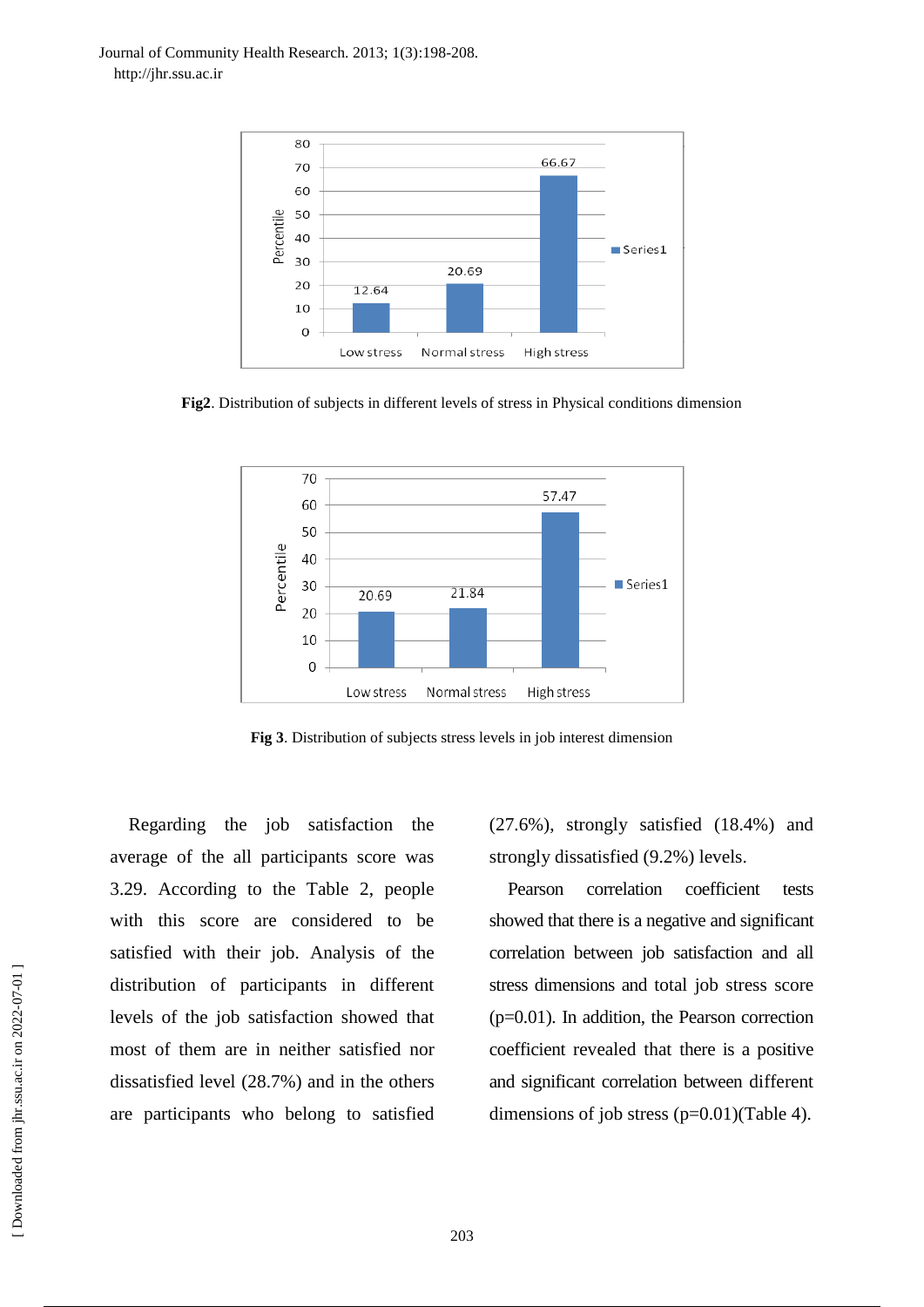80
70
60
50
40
30
20
10
0
Percentile
12.64
20.69
66.67
Low stress
Normal stress
High stress
Series1

**Fig2**. Distribution of subjects in different levels of stress in Physical conditions dimension

70
60
50
40
30
20
10
0
Percentile
20.69
21.84
57.47
Low stress
Normal stress
High stress
Series1

**Fig 3**. Distribution of subjects stress levels in job interest dimension

Regarding the job satisfaction the average of the all participants score was 3.29. According to the Table 2, people with this score are considered to be satisfied with their job. Analysis of the distribution of participants in different levels of the job satisfaction showed that most of them are in neither satisfied nor dissatisfied level (28.7%) and in the others are participants who belong to satisfied (27.6%), strongly satisfied (18.4%) and strongly dissatisfied (9.2%) levels.

Pearson correlation coefficient tests showed that there is a negative and significant correlation between job satisfaction and all stress dimensions and total job stress score (p=0.01). In addition, the Pearson correction coefficient revealed that there is a positive and significant correlation between different dimensions of job stress (p=0.01)(Table 4).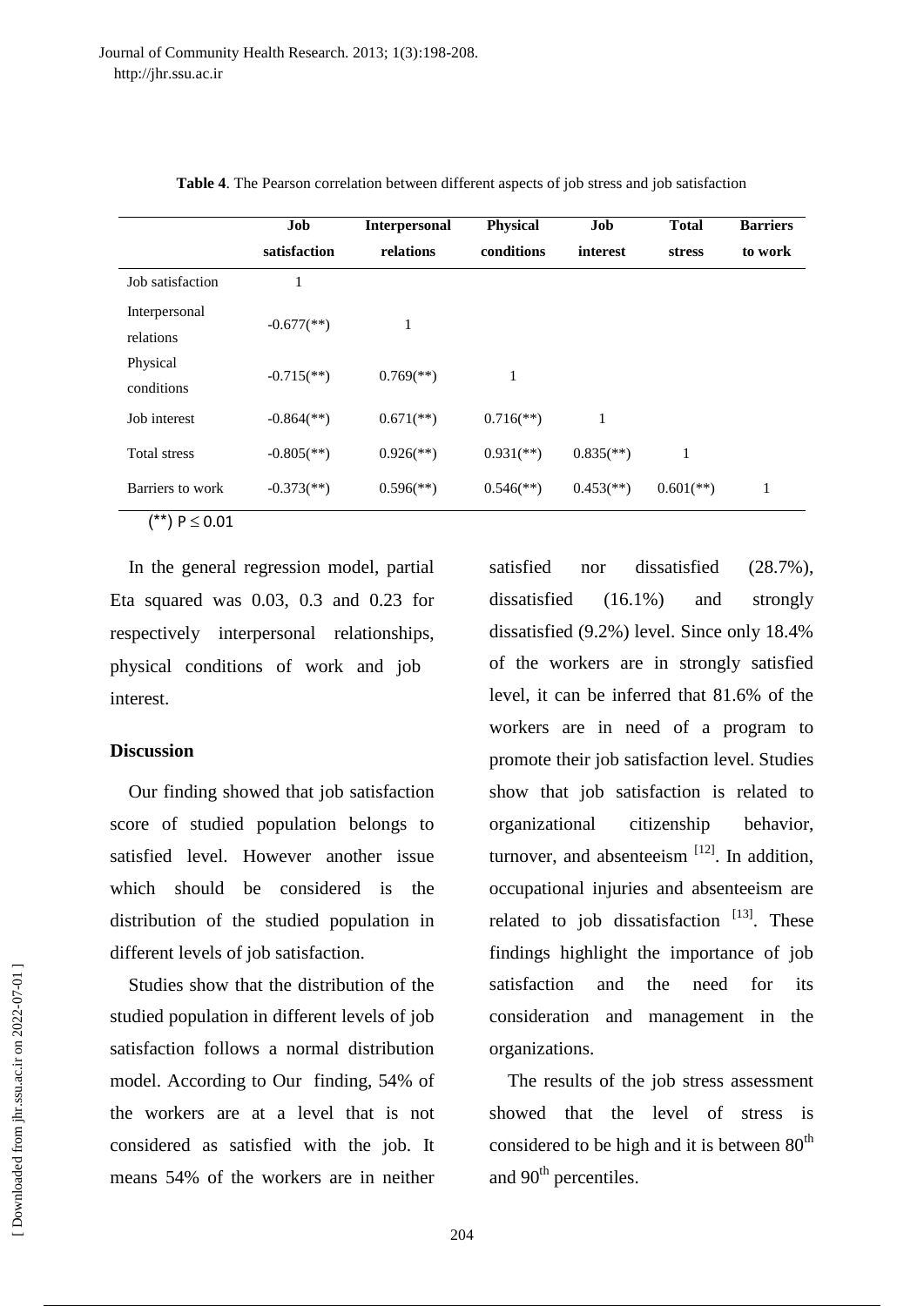**Table 4**. The Pearson correlation between different aspects of job stress and job satisfaction

| | Job satisfaction | Interpersonal relations | Physical conditions | Job interest | Total stress | Barriers to work |
|---|---|---|---|---|---|---|
| Job satisfaction | 1 | | | | | |
| Interpersonal relations | -0.677(**) | 1 | | | | |
| Physical conditions | -0.715(**) | 0.769(**) | 1 | | | |
| Job interest | -0.864(**) | 0.671(**) | 0.716(**) | 1 | | |
| Total stress | -0.805(**) | 0.926(**) | 0.931(**) | 0.835(**) | 1 | |
| Barriers to work | -0.373(**) | 0.596(**) | 0.546(**) | 0.453(**) | 0.601(**) | 1 |

(**) $P \leq 0.01$

In the general regression model, partial Eta squared was 0.03, 0.3 and 0.23 for respectively interpersonal relationships, physical conditions of work and job interest.

## Discussion

Our finding showed that job satisfaction score of studied population belongs to satisfied level. However another issue which should be considered is the distribution of the studied population in different levels of job satisfaction.

Studies show that the distribution of the studied population in different levels of job satisfaction follows a normal distribution model. According to Our finding, 54% of the workers are at a level that is not considered as satisfied with the job. It means 54% of the workers are in neither satisfied nor dissatisfied (28.7%), dissatisfied (16.1%) and strongly dissatisfied (9.2%) level. Since only 18.4% of the workers are in strongly satisfied level, it can be inferred that 81.6% of the workers are in need of a program to promote their job satisfaction level. Studies show that job satisfaction is related to organizational citizenship behavior, turnover, and absenteeism [12]. In addition, occupational injuries and absenteeism are related to job dissatisfaction [13]. These findings highlight the importance of job satisfaction and the need for its consideration and management in the organizations.

The results of the job stress assessment showed that the level of stress is considered to be high and it is between $80^{th}$ and $90^{th}$ percentiles.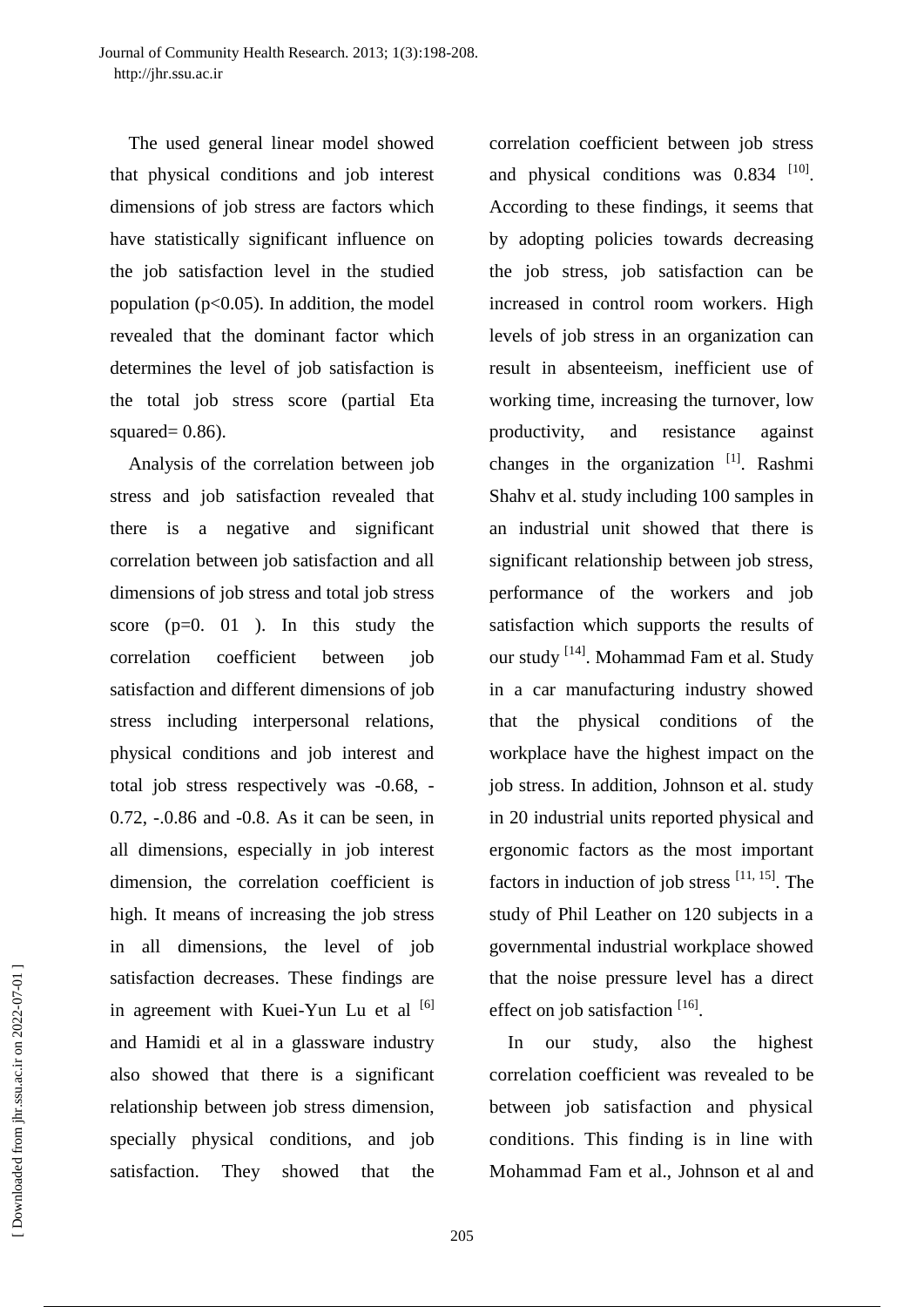The used general linear model showed that physical conditions and job interest dimensions of job stress are factors which have statistically significant influence on the job satisfaction level in the studied population ($p<0.05$). In addition, the model revealed that the dominant factor which determines the level of job satisfaction is the total job stress score (partial Eta squared= 0.86).

Analysis of the correlation between job stress and job satisfaction revealed that there is a negative and significant correlation between job satisfaction and all dimensions of job stress and total job stress score (p=0. 01 ). In this study the correlation coefficient between job satisfaction and different dimensions of job stress including interpersonal relations, physical conditions and job interest and total job stress respectively was -0.68, -0.72, -.0.86 and -0.8. As it can be seen, in all dimensions, especially in job interest dimension, the correlation coefficient is high. It means of increasing the job stress in all dimensions, the level of job satisfaction decreases. These findings are in agreement with Kuei-Yun Lu et al [6] and Hamidi et al in a glassware industry also showed that there is a significant relationship between job stress dimension, specially physical conditions, and job satisfaction. They showed that the correlation coefficient between job stress and physical conditions was 0.834 [10]. According to these findings, it seems that by adopting policies towards decreasing the job stress, job satisfaction can be increased in control room workers. High levels of job stress in an organization can result in absenteeism, inefficient use of working time, increasing the turnover, low productivity, and resistance against changes in the organization [1]. Rashmi Shahv et al. study including 100 samples in an industrial unit showed that there is significant relationship between job stress, performance of the workers and job satisfaction which supports the results of our study [14]. Mohammad Fam et al. Study in a car manufacturing industry showed that the physical conditions of the workplace have the highest impact on the job stress. In addition, Johnson et al. study in 20 industrial units reported physical and ergonomic factors as the most important factors in induction of job stress [11, 15]. The study of Phil Leather on 120 subjects in a governmental industrial workplace showed that the noise pressure level has a direct effect on job satisfaction [16].

In our study, also the highest correlation coefficient was revealed to be between job satisfaction and physical conditions. This finding is in line with Mohammad Fam et al., Johnson et al and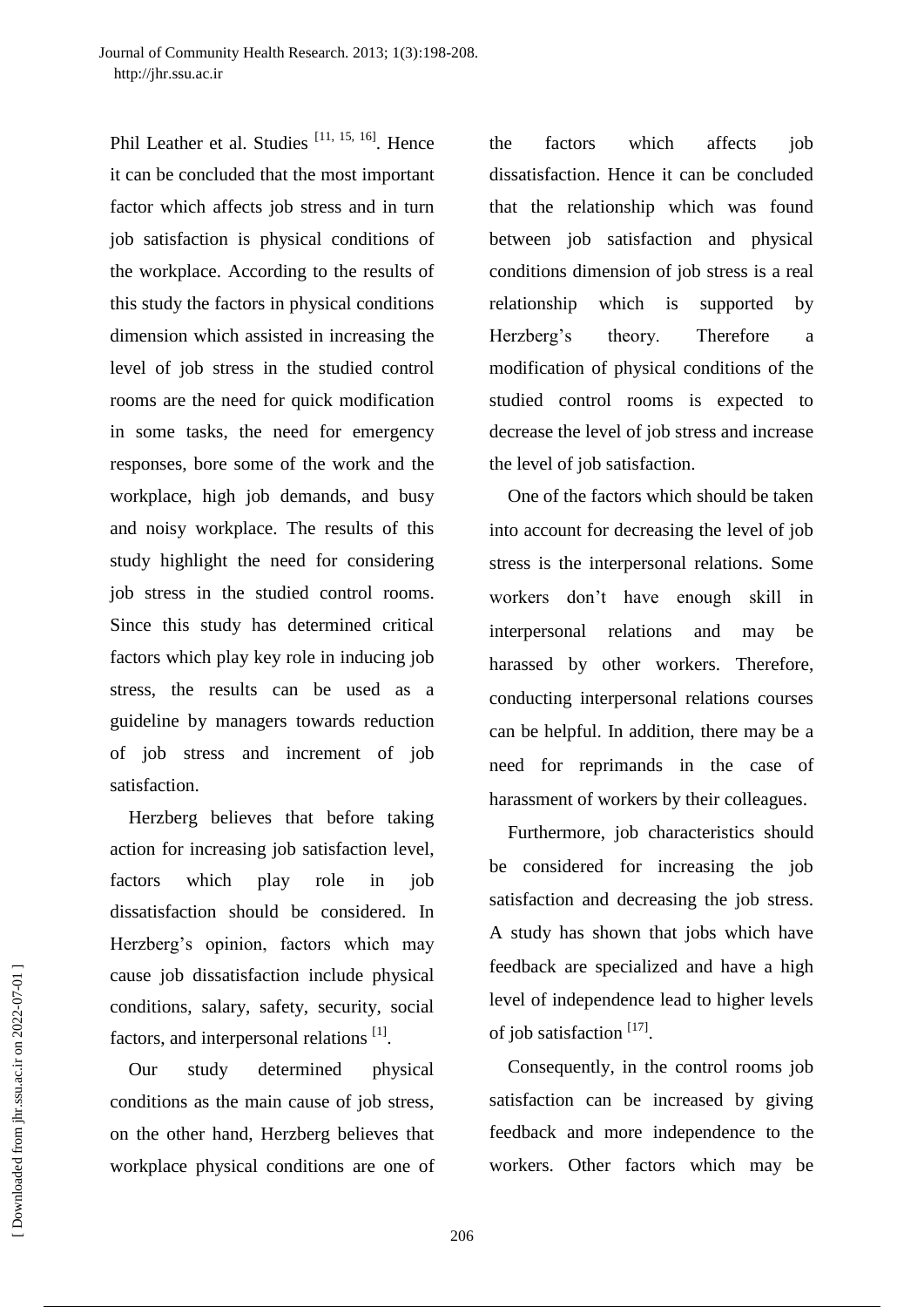Phil Leather et al. Studies [11, 15, 16]. Hence it can be concluded that the most important factor which affects job stress and in turn job satisfaction is physical conditions of the workplace. According to the results of this study the factors in physical conditions dimension which assisted in increasing the level of job stress in the studied control rooms are the need for quick modification in some tasks, the need for emergency responses, bore some of the work and the workplace, high job demands, and busy and noisy workplace. The results of this study highlight the need for considering job stress in the studied control rooms. Since this study has determined critical factors which play key role in inducing job stress, the results can be used as a guideline by managers towards reduction of job stress and increment of job satisfaction.

Herzberg believes that before taking action for increasing job satisfaction level, factors which play role in job dissatisfaction should be considered. In Herzberg's opinion, factors which may cause job dissatisfaction include physical conditions, salary, safety, security, social factors, and interpersonal relations [1].

Our study determined physical conditions as the main cause of job stress, on the other hand, Herzberg believes that workplace physical conditions are one of the factors which affects job dissatisfaction. Hence it can be concluded that the relationship which was found between job satisfaction and physical conditions dimension of job stress is a real relationship which is supported by Herzberg's theory. Therefore a modification of physical conditions of the studied control rooms is expected to decrease the level of job stress and increase the level of job satisfaction.

One of the factors which should be taken into account for decreasing the level of job stress is the interpersonal relations. Some workers don't have enough skill in interpersonal relations and may be harassed by other workers. Therefore, conducting interpersonal relations courses can be helpful. In addition, there may be a need for reprimands in the case of harassment of workers by their colleagues.

Furthermore, job characteristics should be considered for increasing the job satisfaction and decreasing the job stress. A study has shown that jobs which have feedback are specialized and have a high level of independence lead to higher levels of job satisfaction [17].

Consequently, in the control rooms job satisfaction can be increased by giving feedback and more independence to the workers. Other factors which may be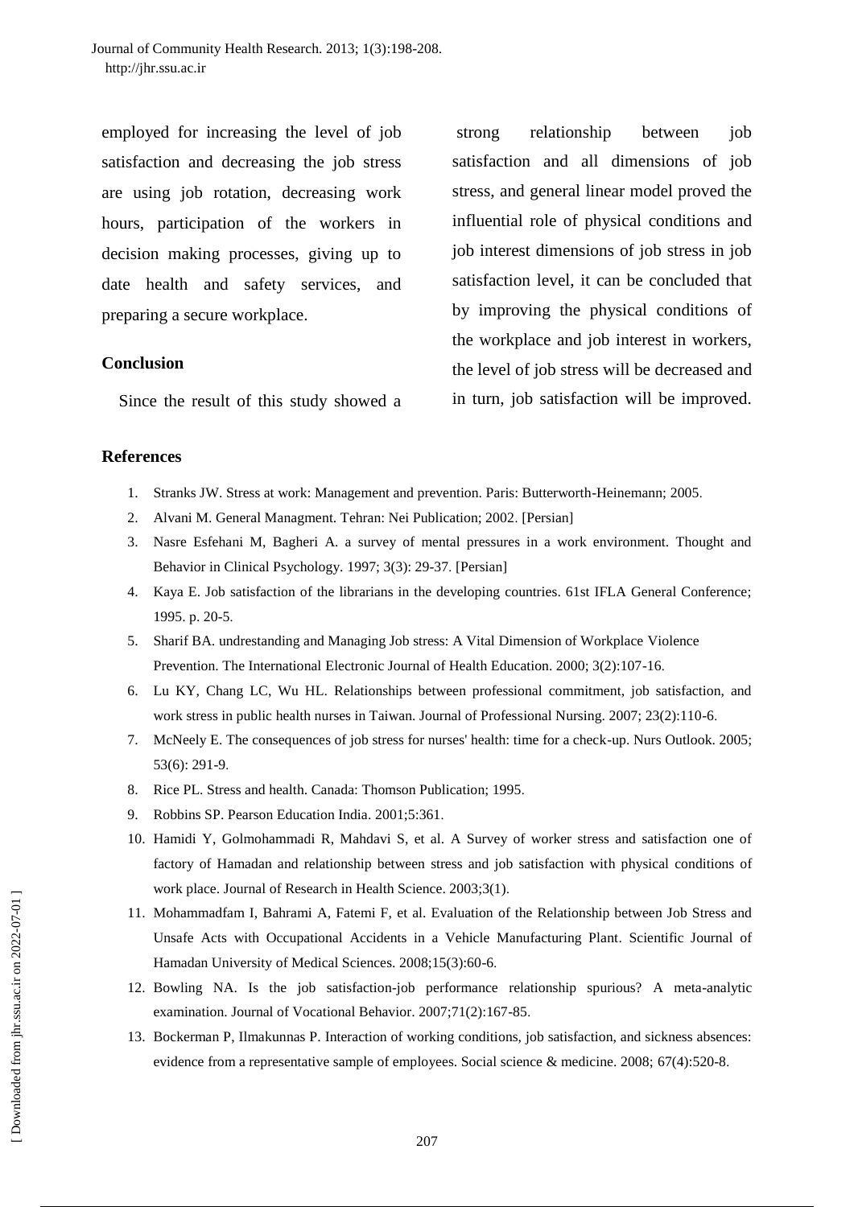employed for increasing the level of job satisfaction and decreasing the job stress are using job rotation, decreasing work hours, participation of the workers in decision making processes, giving up to date health and safety services, and preparing a secure workplace.

## Conclusion

Since the result of this study showed a strong relationship between job satisfaction and all dimensions of job stress, and general linear model proved the influential role of physical conditions and job interest dimensions of job stress in job satisfaction level, it can be concluded that by improving the physical conditions of the workplace and job interest in workers, the level of job stress will be decreased and in turn, job satisfaction will be improved.

## References

1. Stranks JW. Stress at work: Management and prevention. Paris: Butterworth-Heinemann; 2005.
2. Alvani M. General Managment. Tehran: Nei Publication; 2002. [Persian]
3. Nasre Esfehani M, Bagheri A. a survey of mental pressures in a work environment. Thought and Behavior in Clinical Psychology. 1997; 3(3): 29-37. [Persian]
4. Kaya E. Job satisfaction of the librarians in the developing countries. 61st IFLA General Conference; 1995. p. 20-5.
5. Sharif BA. undrestanding and Managing Job stress: A Vital Dimension of Workplace Violence Prevention. The International Electronic Journal of Health Education. 2000; 3(2):107-16.
6. Lu KY, Chang LC, Wu HL. Relationships between professional commitment, job satisfaction, and work stress in public health nurses in Taiwan. Journal of Professional Nursing. 2007; 23(2):110-6.
7. McNeely E. The consequences of job stress for nurses' health: time for a check-up. Nurs Outlook. 2005; 53(6): 291-9.
8. Rice PL. Stress and health. Canada: Thomson Publication; 1995.
9. Robbins SP. Pearson Education India. 2001;5:361.
10. Hamidi Y, Golmohammadi R, Mahdavi S, et al. A Survey of worker stress and satisfaction one of factory of Hamadan and relationship between stress and job satisfaction with physical conditions of work place. Journal of Research in Health Science. 2003;3(1).
11. Mohammadfam I, Bahrami A, Fatemi F, et al. Evaluation of the Relationship between Job Stress and Unsafe Acts with Occupational Accidents in a Vehicle Manufacturing Plant. Scientific Journal of Hamadan University of Medical Sciences. 2008;15(3):60-6.
12. Bowling NA. Is the job satisfaction-job performance relationship spurious? A meta-analytic examination. Journal of Vocational Behavior. 2007;71(2):167-85.
13. Bockerman P, Ilmakunnas P. Interaction of working conditions, job satisfaction, and sickness absences: evidence from a representative sample of employees. Social science & medicine. 2008; 67(4):520-8.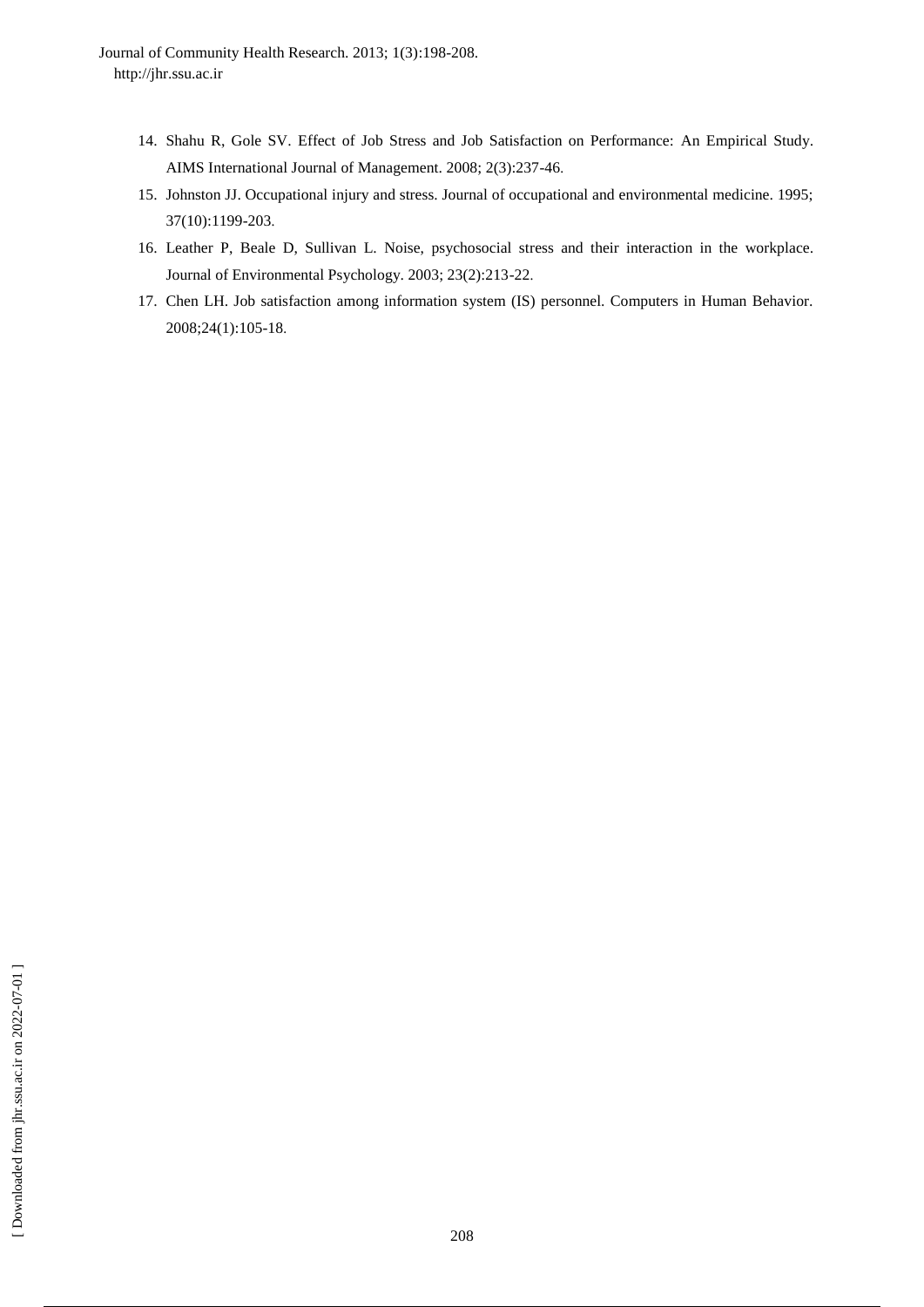14. Shahu R, Gole SV. Effect of Job Stress and Job Satisfaction on Performance: An Empirical Study. AIMS International Journal of Management. 2008; 2(3):237-46.
15. Johnston JJ. Occupational injury and stress. Journal of occupational and environmental medicine. 1995; 37(10):1199-203.
16. Leather P, Beale D, Sullivan L. Noise, psychosocial stress and their interaction in the workplace. Journal of Environmental Psychology. 2003; 23(2):213-22.
17. Chen LH. Job satisfaction among information system (IS) personnel. Computers in Human Behavior. 2008;24(1):105-18.